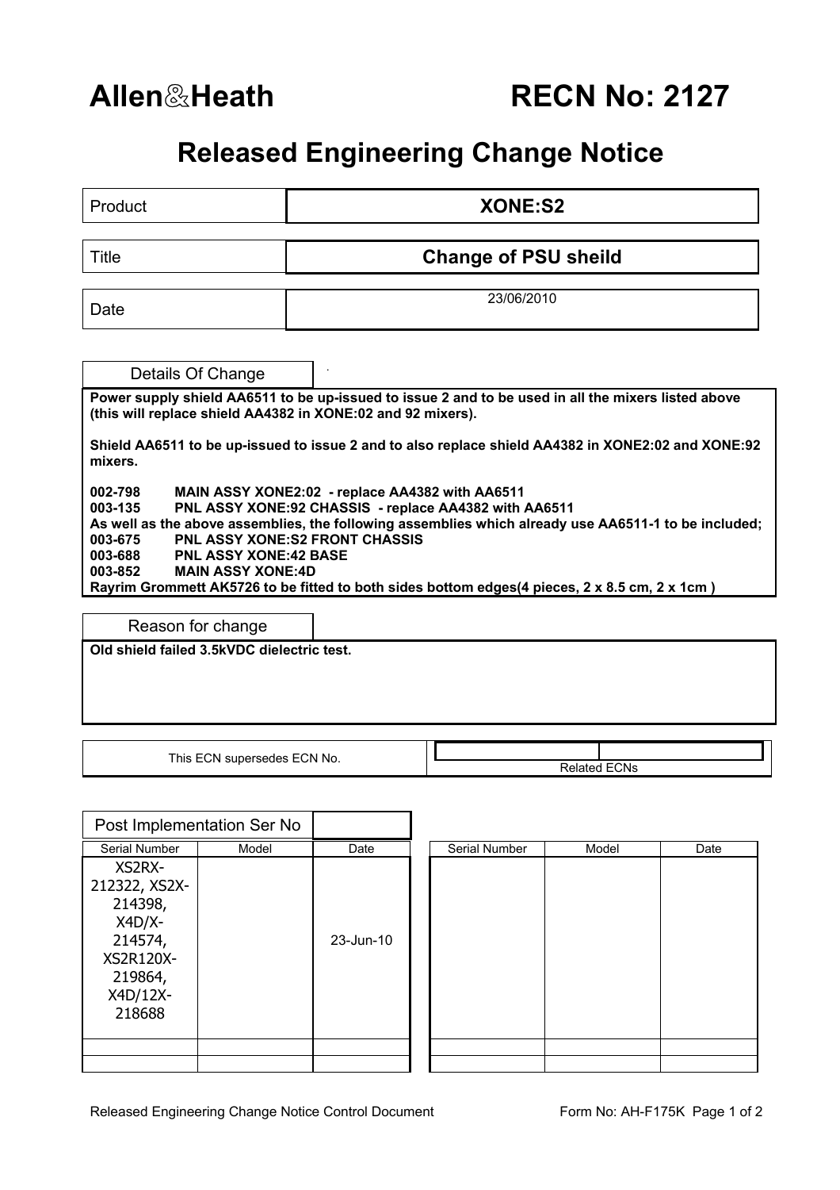**Allen&Heath** **RECN No: 2127**

# Released Engineering Change Notice

| | |
|---|---|
| Product | **XONE:S2** |
| Title | **Change of PSU sheild** |
| Date | 23/06/2010 |

## Details Of Change

**Power supply shield AA6511 to be up-issued to issue 2 and to be used in all the mixers listed above (this will replace shield AA4382 in XONE:02 and 92 mixers).**

**Shield AA6511 to be up-issued to issue 2 and to also replace shield AA4382 in XONE2:02 and XONE:92 mixers.**

**002-798 MAIN ASSY XONE2:02 - replace AA4382 with AA6511**
**003-135 PNL ASSY XONE:92 CHASSIS - replace AA4382 with AA6511**
**As well as the above assemblies, the following assemblies which already use AA6511-1 to be included;**
**003-675 PNL ASSY XONE:S2 FRONT CHASSIS**
**003-688 PNL ASSY XONE:42 BASE**
**003-852 MAIN ASSY XONE:4D**
**Rayrim Grommett AK5726 to be fitted to both sides bottom edges(4 pieces, 2 x 8.5 cm, 2 x 1cm )**

## Reason for change

**Old shield failed 3.5kVDC dielectric test.**

| This ECN supersedes ECN No. | Related ECNs |
|---|---|
| | |

## Post Implementation Ser No

| Serial Number | Model | Date | Serial Number | Model | Date |
|---|---|---|---|---|---|
| XS2RX-212322, XS2X-214398, X4D/X-214574, XS2R120X-219864, X4D/12X-218688 | | 23-Jun-10 | | | |
| | | | | | |
| | | | | | |

Released Engineering Change Notice Control Document — Form No: AH-F175K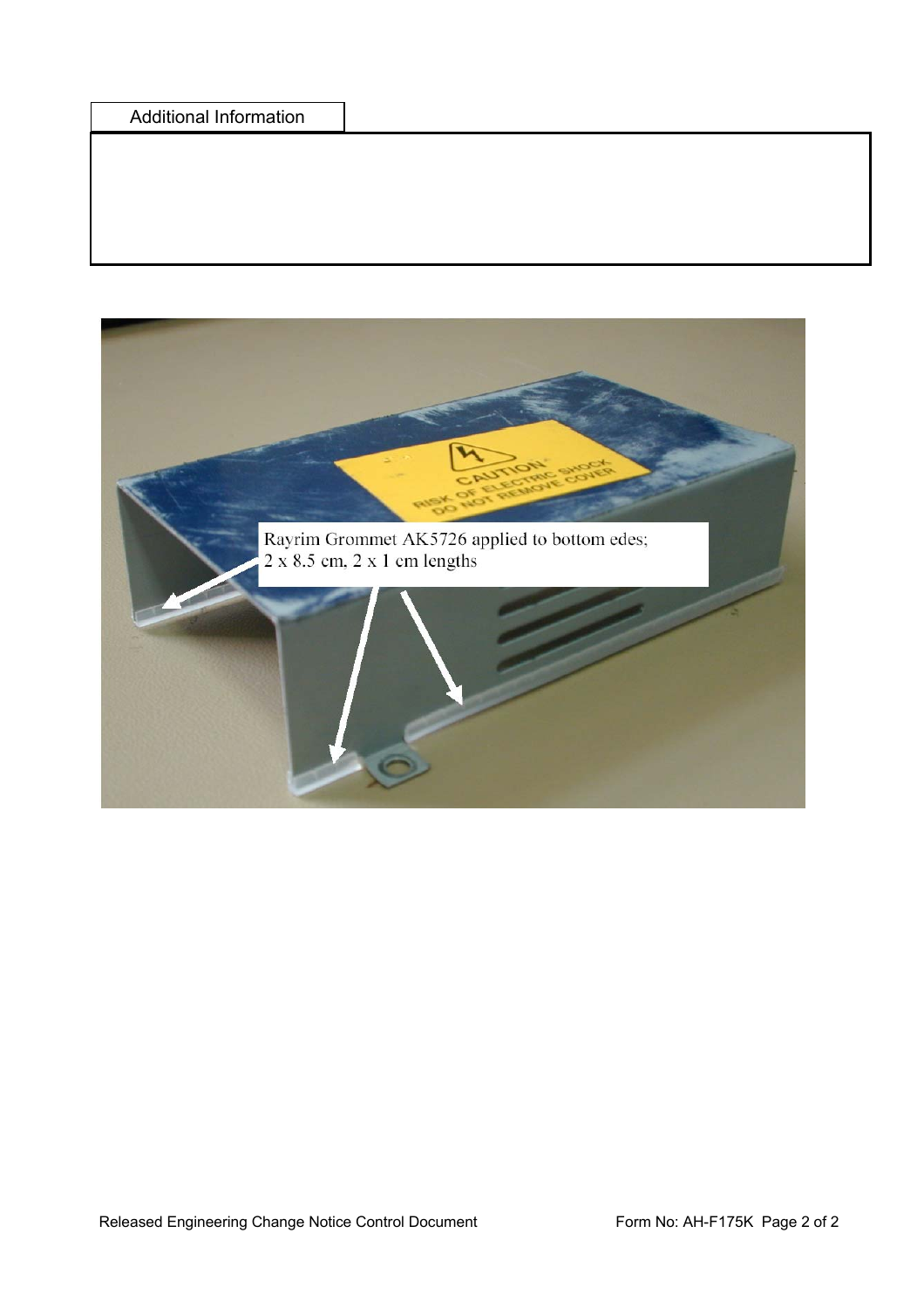Additional Information

| |
|---|
| |

Rayrim Grommet AK5726 applied to bottom edes;
2 x 8.5 cm, 2 x 1 cm lengths

Released Engineering Change Notice Control Document

Form No: AH-F175K